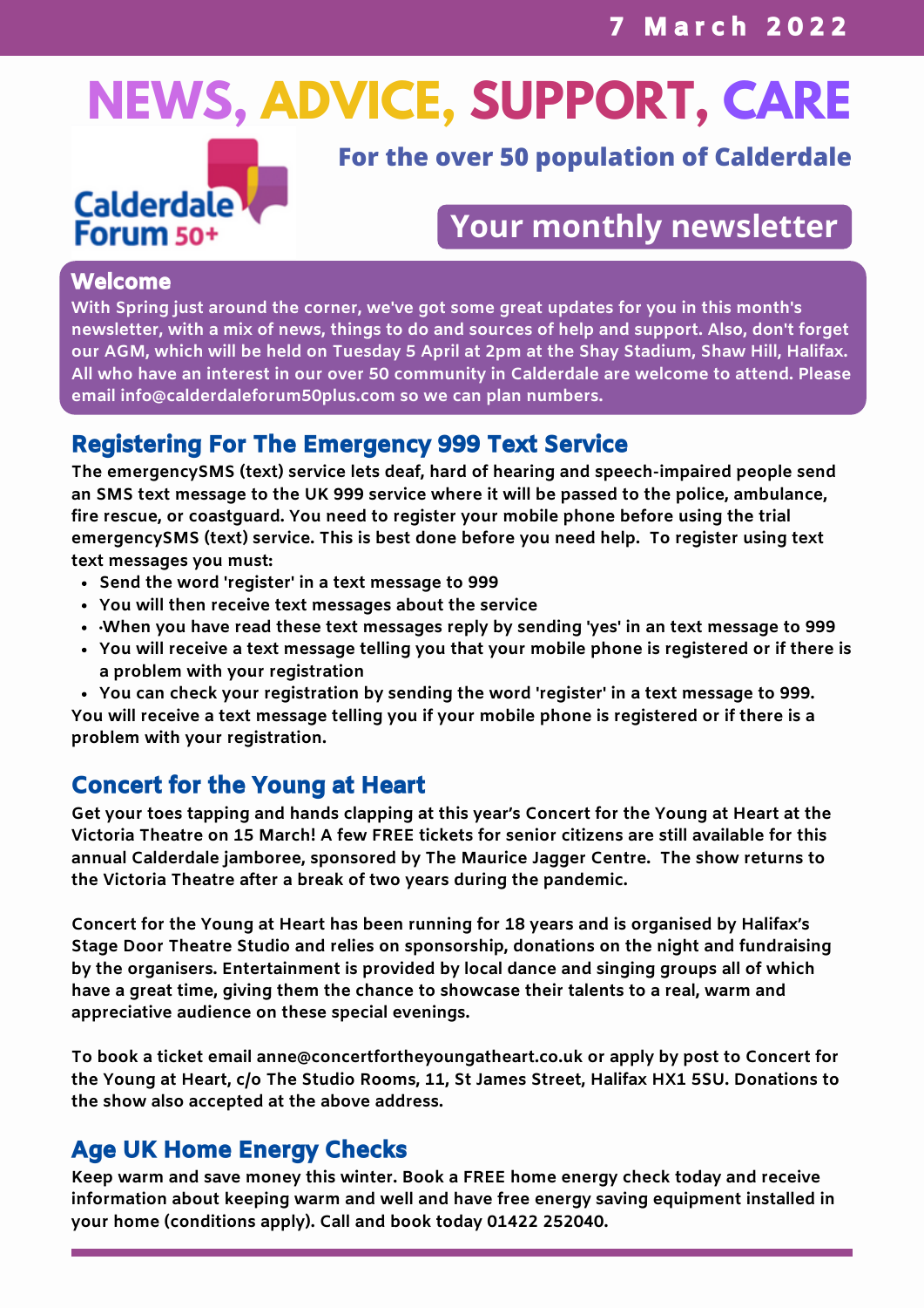7 March 2022

# NEWS, ADVICE, SUPPORT, CARE

Calderdale Forum 50+

**For the over 50 population of Calderdale**

## Your monthly newsletter

### Welcome

With Spring just around the corner, we've got some great updates for you in this month's newsletter, with a mix of news, things to do and sources of help and support. Also, don't forget our AGM, which will be held on Tuesday 5 April at 2pm at the Shay Stadium, Shaw Hill, Halifax. All who have an interest in our over 50 community in Calderdale are welcome to attend. Please email info@calderdaleforum50plus.com so we can plan numbers.

## Registering For The Emergency 999 Text Service

The emergencySMS (text) service lets deaf, hard of hearing and speech-impaired people send an SMS text message to the UK 999 service where it will be passed to the police, ambulance, fire rescue, or coastguard. You need to register your mobile phone before using the trial emergencySMS (text) service. This is best done before you need help. To register using text text messages you must:

- Send the word 'register' in a text message to 999
- You will then receive text messages about the service
- ·When you have read these text messages reply by sending 'yes' in an text message to 999
- You will receive a text message telling you that your mobile phone is registered or if there is a problem with your registration
- You can check your registration by sending the word 'register' in a text message to 999.

You will receive a text message telling you if your mobile phone is registered or if there is a problem with your registration.

## Concert for the Young at Heart

Get your toes tapping and hands clapping at this year's Concert for the Young at Heart at the Victoria Theatre on 15 March! A few FREE tickets for senior citizens are still available for this annual Calderdale jamboree, sponsored by The Maurice Jagger Centre. The show returns to the Victoria Theatre after a break of two years during the pandemic.

Concert for the Young at Heart has been running for 18 years and is organised by Halifax's Stage Door Theatre Studio and relies on sponsorship, donations on the night and fundraising by the organisers. Entertainment is provided by local dance and singing groups all of which have a great time, giving them the chance to showcase their talents to a real, warm and appreciative audience on these special evenings.

To book a ticket email anne@concertfortheyoungatheart.co.uk or apply by post to Concert for the Young at Heart, c/o The Studio Rooms, 11, St James Street, Halifax HX1 5SU. Donations to the show also accepted at the above address.

## Age UK Home Energy Checks

Keep warm and save money this winter. Book a FREE home energy check today and receive information about keeping warm and well and have free energy saving equipment installed in your home (conditions apply). Call and book today 01422 252040.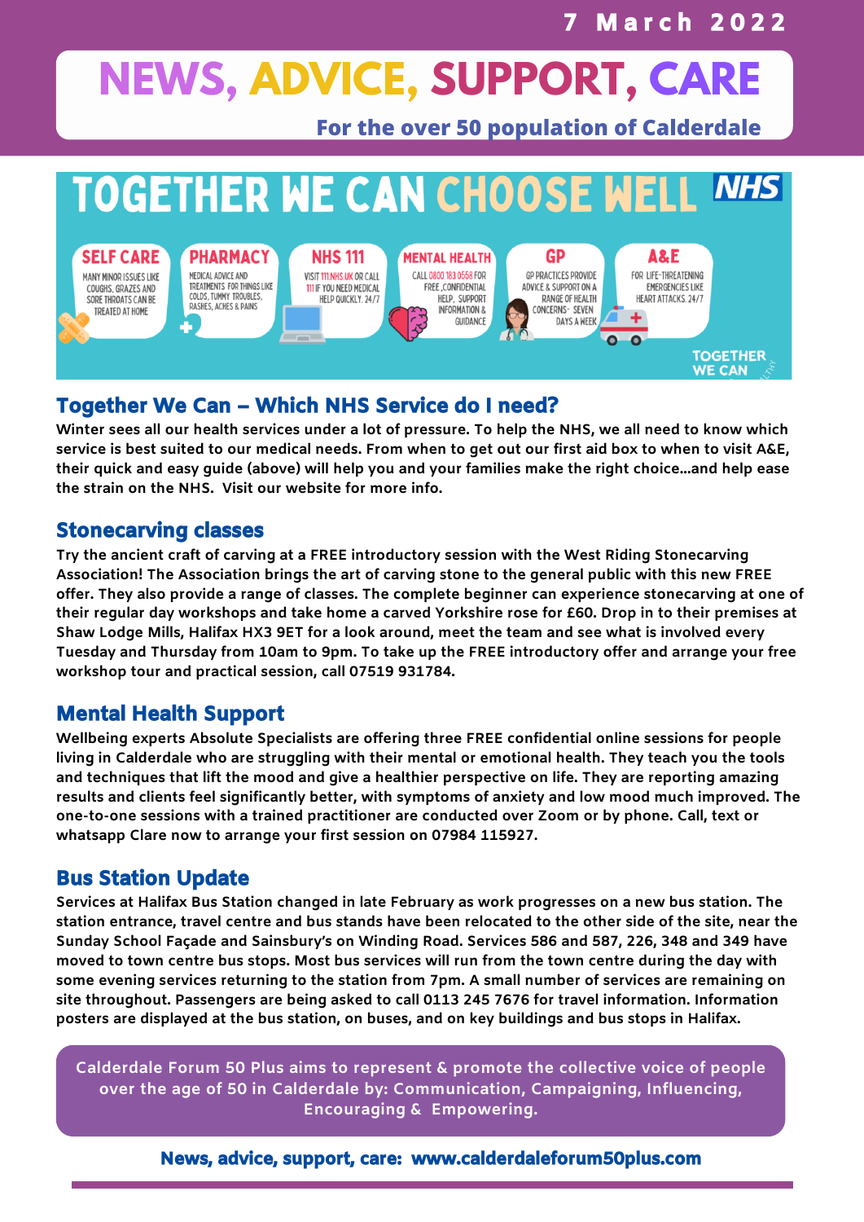7 March 2022

# NEWS, ADVICE, SUPPORT, CARE

**For the over 50 population of Calderdale**

TOGETHER WE CAN CHOOSE WELL NHS

SELF CARE
MANY MINOR ISSUES LIKE COUGHS, GRAZES AND SORE THROATS CAN BE TREATED AT HOME

PHARMACY
MEDICAL ADVICE AND TREATMENTS FOR THINGS LIKE COLDS, TUMMY TROUBLES, RASHES, ACHES & PAINS

NHS 111
VISIT 111.NHS.UK OR CALL 111 IF YOU NEED MEDICAL HELP QUICKLY. 24/7

MENTAL HEALTH
CALL 0800 183 0558 FOR FREE, CONFIDENTIAL HELP, SUPPORT INFORMATION & GUIDANCE

GP
GP PRACTICES PROVIDE ADVICE & SUPPORT ON A RANGE OF HEALTH CONCERNS- SEVEN DAYS A WEEK

A&E
FOR LIFE-THREATENING EMERGENCIES LIKE HEART ATTACKS. 24/7

TOGETHER WE CAN

## Together We Can – Which NHS Service do I need?

**Winter sees all our health services under a lot of pressure. To help the NHS, we all need to know which service is best suited to our medical needs. From when to get out our first aid box to when to visit A&E, their quick and easy guide (above) will help you and your families make the right choice...and help ease the strain on the NHS. Visit our website for more info.**

## Stonecarving classes

**Try the ancient craft of carving at a FREE introductory session with the West Riding Stonecarving Association! The Association brings the art of carving stone to the general public with this new FREE offer. They also provide a range of classes. The complete beginner can experience stonecarving at one of their regular day workshops and take home a carved Yorkshire rose for £60. Drop in to their premises at Shaw Lodge Mills, Halifax HX3 9ET for a look around, meet the team and see what is involved every Tuesday and Thursday from 10am to 9pm. To take up the FREE introductory offer and arrange your free workshop tour and practical session, call 07519 931784.**

## Mental Health Support

**Wellbeing experts Absolute Specialists are offering three FREE confidential online sessions for people living in Calderdale who are struggling with their mental or emotional health. They teach you the tools and techniques that lift the mood and give a healthier perspective on life. They are reporting amazing results and clients feel significantly better, with symptoms of anxiety and low mood much improved. The one-to-one sessions with a trained practitioner are conducted over Zoom or by phone. Call, text or whatsapp Clare now to arrange your first session on 07984 115927.**

## Bus Station Update

**Services at Halifax Bus Station changed in late February as work progresses on a new bus station. The station entrance, travel centre and bus stands have been relocated to the other side of the site, near the Sunday School Façade and Sainsbury's on Winding Road. Services 586 and 587, 226, 348 and 349 have moved to town centre bus stops. Most bus services will run from the town centre during the day with some evening services returning to the station from 7pm. A small number of services are remaining on site throughout. Passengers are being asked to call 0113 245 7676 for travel information. Information posters are displayed at the bus station, on buses, and on key buildings and bus stops in Halifax.**

**Calderdale Forum 50 Plus aims to represent & promote the collective voice of people over the age of 50 in Calderdale by: Communication, Campaigning, Influencing, Encouraging & Empowering.**

**News, advice, support, care: www.calderdaleforum50plus.com**